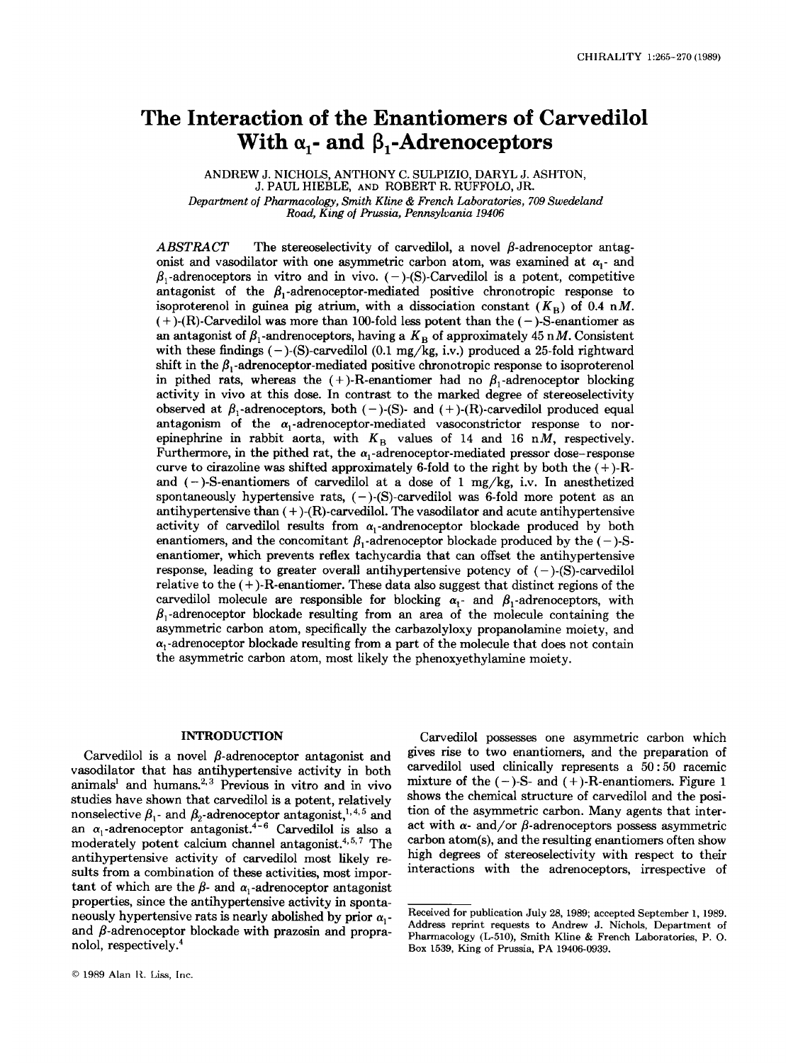# The Interaction of the Enantiomers of Carvedilol With $\alpha_1$- and $\beta_1$-Adrenoceptors

ANDREW J. NICHOLS, ANTHONY C. SULPIZIO, DARYL J. ASHTON, J. PAUL HIEBLE, AND ROBERT R. RUFFOLO, JR.

*Department of Pharmacology, Smith Kline & French Laboratories, 709 Swedeland Road, King of Prussia, Pennsylvania 19406*

*ABSTRACT* The stereoselectivity of carvedilol, a novel $\beta$-adrenoceptor antagonist and vasodilator with one asymmetric carbon atom, was examined at $\alpha_1$- and $\beta_1$-adrenoceptors in vitro and in vivo. (−)-(S)-Carvedilol is a potent, competitive antagonist of the $\beta_1$-adrenoceptor-mediated positive chronotropic response to isoproterenol in guinea pig atrium, with a dissociation constant ($K_B$) of 0.4 n*M*. (+)-(R)-Carvedilol was more than 100-fold less potent than the (−)-S-enantiomer as an antagonist of $\beta_1$-andrenoceptors, having a $K_B$ of approximately 45 n*M*. Consistent with these findings (−)-(S)-carvedilol (0.1 mg/kg, i.v.) produced a 25-fold rightward shift in the $\beta_1$-adrenoceptor-mediated positive chronotropic response to isoproterenol in pithed rats, whereas the (+)-R-enantiomer had no $\beta_1$-adrenoceptor blocking activity in vivo at this dose. In contrast to the marked degree of stereoselectivity observed at $\beta_1$-adrenoceptors, both (−)-(S)- and (+)-(R)-carvedilol produced equal antagonism of the $\alpha_1$-adrenoceptor-mediated vasoconstrictor response to norepinephrine in rabbit aorta, with $K_B$ values of 14 and 16 n*M*, respectively. Furthermore, in the pithed rat, the $\alpha_1$-adrenoceptor-mediated pressor dose–response curve to cirazoline was shifted approximately 6-fold to the right by both the (+)-R- and (−)-S-enantiomers of carvedilol at a dose of 1 mg/kg, i.v. In anesthetized spontaneously hypertensive rats, (−)-(S)-carvedilol was 6-fold more potent as an antihypertensive than (+)-(R)-carvedilol. The vasodilator and acute antihypertensive activity of carvedilol results from $\alpha_1$-andrenoceptor blockade produced by both enantiomers, and the concomitant $\beta_1$-adrenoceptor blockade produced by the (−)-S-enantiomer, which prevents reflex tachycardia that can offset the antihypertensive response, leading to greater overall antihypertensive potency of (−)-(S)-carvedilol relative to the (+)-R-enantiomer. These data also suggest that distinct regions of the carvedilol molecule are responsible for blocking $\alpha_1$- and $\beta_1$-adrenoceptors, with $\beta_1$-adrenoceptor blockade resulting from an area of the molecule containing the asymmetric carbon atom, specifically the carbazolyloxy propanolamine moiety, and $\alpha_1$-adrenoceptor blockade resulting from a part of the molecule that does not contain the asymmetric carbon atom, most likely the phenoxyethylamine moiety.

## INTRODUCTION

Carvedilol is a novel $\beta$-adrenoceptor antagonist and vasodilator that has antihypertensive activity in both animals[1] and humans.[2,3] Previous in vitro and in vivo studies have shown that carvedilol is a potent, relatively nonselective $\beta_1$- and $\beta_2$-adrenoceptor antagonist,[1,4,5] and an $\alpha_1$-adrenoceptor antagonist.[4–6] Carvedilol is also a moderately potent calcium channel antagonist.[4,5,7] The antihypertensive activity of carvedilol most likely results from a combination of these activities, most important of which are the $\beta$- and $\alpha_1$-adrenoceptor antagonist properties, since the antihypertensive activity in spontaneously hypertensive rats is nearly abolished by prior $\alpha_1$- and $\beta$-adrenoceptor blockade with prazosin and propranolol, respectively.[4]

Carvedilol possesses one asymmetric carbon which gives rise to two enantiomers, and the preparation of carvedilol used clinically represents a 50 : 50 racemic mixture of the (−)-S- and (+)-R-enantiomers. Figure 1 shows the chemical structure of carvedilol and the position of the asymmetric carbon. Many agents that interact with $\alpha$- and/or $\beta$-adrenoceptors possess asymmetric carbon atom(s), and the resulting enantiomers often show high degrees of stereoselectivity with respect to their interactions with the adrenoceptors, irrespective of

Received for publication July 28, 1989; accepted September 1, 1989.
Address reprint requests to Andrew J. Nichols, Department of Pharmacology (L-510), Smith Kline & French Laboratories, P. O. Box 1539, King of Prussia, PA 19406-0939.

© 1989 Alan R. Liss, Inc.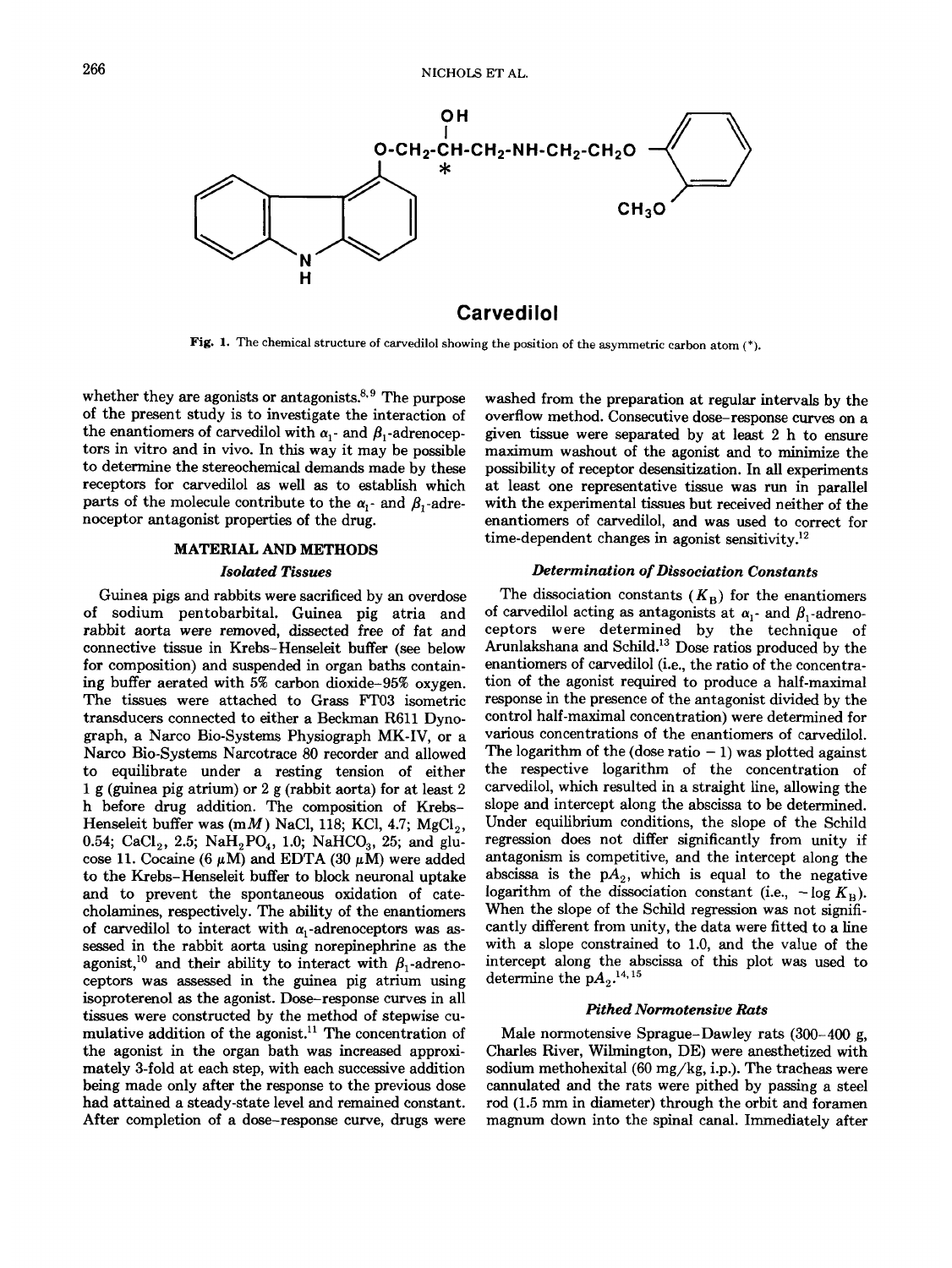**Carvedilol**

Fig. 1. The chemical structure of carvedilol showing the position of the asymmetric carbon atom (*).

whether they are agonists or antagonists.[8,9] The purpose of the present study is to investigate the interaction of the enantiomers of carvedilol with $\alpha_1$- and $\beta_1$-adrenoceptors in vitro and in vivo. In this way it may be possible to determine the stereochemical demands made by these receptors for carvedilol as well as to establish which parts of the molecule contribute to the $\alpha_1$- and $\beta_1$-adrenoceptor antagonist properties of the drug.

## MATERIAL AND METHODS

### Isolated Tissues

Guinea pigs and rabbits were sacrificed by an overdose of sodium pentobarbital. Guinea pig atria and rabbit aorta were removed, dissected free of fat and connective tissue in Krebs–Henseleit buffer (see below for composition) and suspended in organ baths containing buffer aerated with 5% carbon dioxide–95% oxygen. The tissues were attached to Grass FT03 isometric transducers connected to either a Beckman R611 Dynograph, a Narco Bio-Systems Physiograph MK-IV, or a Narco Bio-Systems Narcotrace 80 recorder and allowed to equilibrate under a resting tension of either 1 g (guinea pig atrium) or 2 g (rabbit aorta) for at least 2 h before drug addition. The composition of Krebs–Henseleit buffer was (m$M$) NaCl, 118; KCl, 4.7; $MgCl_2$, 0.54; $CaCl_2$, 2.5; $NaH_2PO_4$, 1.0; $NaHCO_3$, 25; and glucose 11. Cocaine (6 $\mu$M) and EDTA (30 $\mu$M) were added to the Krebs–Henseleit buffer to block neuronal uptake and to prevent the spontaneous oxidation of catecholamines, respectively. The ability of the enantiomers of carvedilol to interact with $\alpha_1$-adrenoceptors was assessed in the rabbit aorta using norepinephrine as the agonist,[10] and their ability to interact with $\beta_1$-adrenoceptors was assessed in the guinea pig atrium using isoproterenol as the agonist. Dose–response curves in all tissues were constructed by the method of stepwise cumulative addition of the agonist.[11] The concentration of the agonist in the organ bath was increased approximately 3-fold at each step, with each successive addition being made only after the response to the previous dose had attained a steady-state level and remained constant. After completion of a dose–response curve, drugs were washed from the preparation at regular intervals by the overflow method. Consecutive dose–response curves on a given tissue were separated by at least 2 h to ensure maximum washout of the agonist and to minimize the possibility of receptor desensitization. In all experiments at least one representative tissue was run in parallel with the experimental tissues but received neither of the enantiomers of carvedilol, and was used to correct for time-dependent changes in agonist sensitivity.[12]

### Determination of Dissociation Constants

The dissociation constants ($K_B$) for the enantiomers of carvedilol acting as antagonists at $\alpha_1$- and $\beta_1$-adrenoceptors were determined by the technique of Arunlakshana and Schild.[13] Dose ratios produced by the enantiomers of carvedilol (i.e., the ratio of the concentration of the agonist required to produce a half-maximal response in the presence of the antagonist divided by the control half-maximal concentration) were determined for various concentrations of the enantiomers of carvedilol. The logarithm of the (dose ratio − 1) was plotted against the respective logarithm of the concentration of carvedilol, which resulted in a straight line, allowing the slope and intercept along the abscissa to be determined. Under equilibrium conditions, the slope of the Schild regression does not differ significantly from unity if antagonism is competitive, and the intercept along the abscissa is the $pA_2$, which is equal to the negative logarithm of the dissociation constant (i.e., $-\log K_B$). When the slope of the Schild regression was not significantly different from unity, the data were fitted to a line with a slope constrained to 1.0, and the value of the intercept along the abscissa of this plot was used to determine the $pA_2$.[14,15]

### Pithed Normotensive Rats

Male normotensive Sprague–Dawley rats (300–400 g, Charles River, Wilmington, DE) were anesthetized with sodium methohexital (60 mg/kg, i.p.). The tracheas were cannulated and the rats were pithed by passing a steel rod (1.5 mm in diameter) through the orbit and foramen magnum down into the spinal canal. Immediately after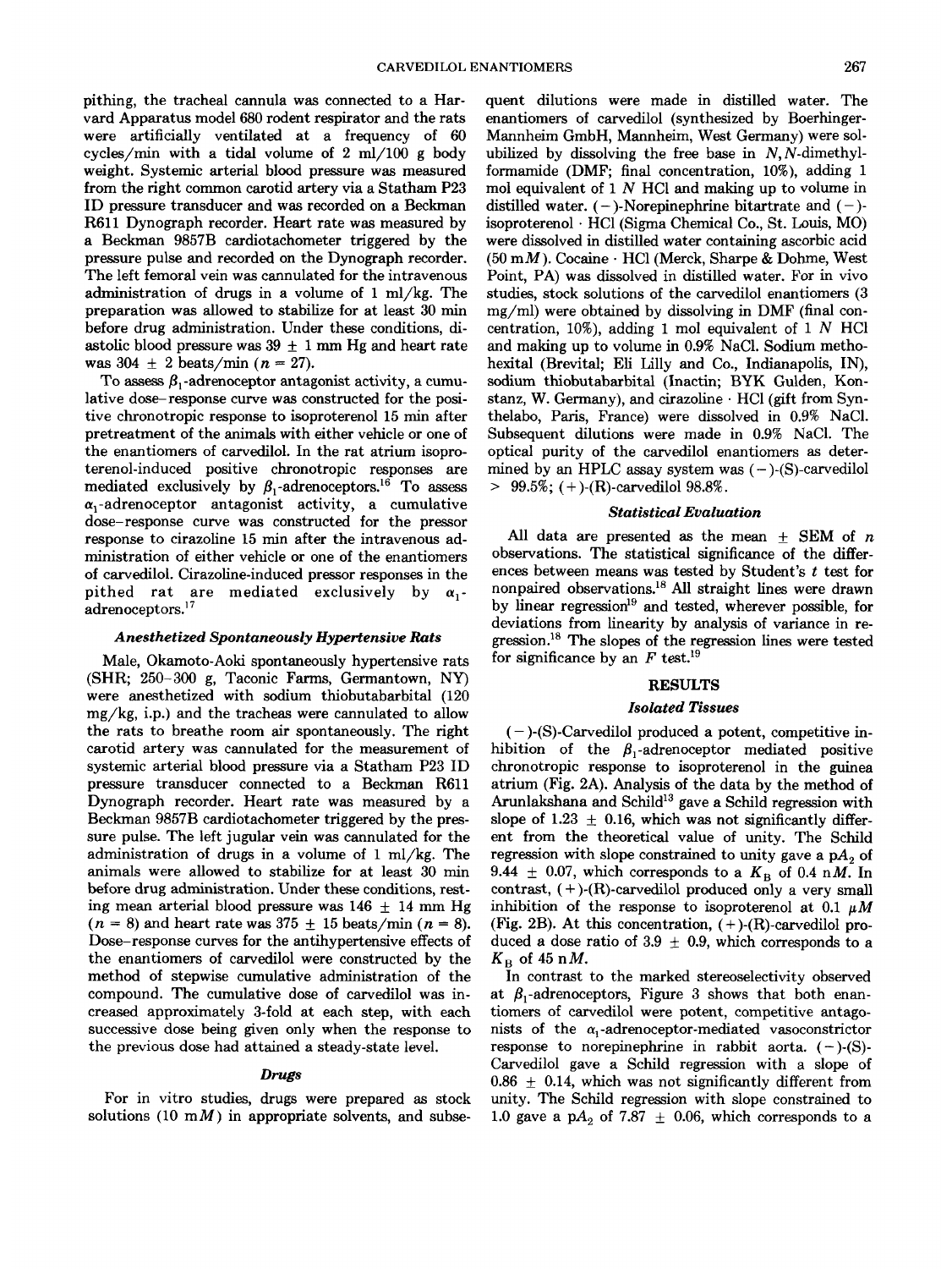pithing, the tracheal cannula was connected to a Harvard Apparatus model 680 rodent respirator and the rats were artificially ventilated at a frequency of 60 cycles/min with a tidal volume of 2 ml/100 g body weight. Systemic arterial blood pressure was measured from the right common carotid artery via a Statham P23 ID pressure transducer and was recorded on a Beckman R611 Dynograph recorder. Heart rate was measured by a Beckman 9857B cardiotachometer triggered by the pressure pulse and recorded on the Dynograph recorder. The left femoral vein was cannulated for the intravenous administration of drugs in a volume of 1 ml/kg. The preparation was allowed to stabilize for at least 30 min before drug administration. Under these conditions, diastolic blood pressure was 39 ± 1 mm Hg and heart rate was 304 ± 2 beats/min ($n = 27$).

To assess $\beta_1$-adrenoceptor antagonist activity, a cumulative dose–response curve was constructed for the positive chronotropic response to isoproterenol 15 min after pretreatment of the animals with either vehicle or one of the enantiomers of carvedilol. In the rat atrium isoproterenol-induced positive chronotropic responses are mediated exclusively by $\beta_1$-adrenoceptors.[16] To assess $\alpha_1$-adrenoceptor antagonist activity, a cumulative dose–response curve was constructed for the pressor response to cirazoline 15 min after the intravenous administration of either vehicle or one of the enantiomers of carvedilol. Cirazoline-induced pressor responses in the pithed rat are mediated exclusively by $\alpha_1$-adrenoceptors.[17]

### *Anesthetized Spontaneously Hypertensive Rats*

Male, Okamoto-Aoki spontaneously hypertensive rats (SHR; 250–300 g, Taconic Farms, Germantown, NY) were anesthetized with sodium thiobutabarbital (120 mg/kg, i.p.) and the tracheas were cannulated to allow the rats to breathe room air spontaneously. The right carotid artery was cannulated for the measurement of systemic arterial blood pressure via a Statham P23 ID pressure transducer connected to a Beckman R611 Dynograph recorder. Heart rate was measured by a Beckman 9857B cardiotachometer triggered by the pressure pulse. The left jugular vein was cannulated for the administration of drugs in a volume of 1 ml/kg. The animals were allowed to stabilize for at least 30 min before drug administration. Under these conditions, resting mean arterial blood pressure was 146 ± 14 mm Hg ($n = 8$) and heart rate was 375 ± 15 beats/min ($n = 8$). Dose–response curves for the antihypertensive effects of the enantiomers of carvedilol were constructed by the method of stepwise cumulative administration of the compound. The cumulative dose of carvedilol was increased approximately 3-fold at each step, with each successive dose being given only when the response to the previous dose had attained a steady-state level.

### *Drugs*

For in vitro studies, drugs were prepared as stock solutions (10 m$M$) in appropriate solvents, and subsequent dilutions were made in distilled water. The enantiomers of carvedilol (synthesized by Boerhinger-Mannheim GmbH, Mannheim, West Germany) were solubilized by dissolving the free base in $N,N$-dimethylformamide (DMF; final concentration, 10%), adding 1 mol equivalent of 1 $N$ HCl and making up to volume in distilled water. (−)-Norepinephrine bitartrate and (−)-isoproterenol · HCl (Sigma Chemical Co., St. Louis, MO) were dissolved in distilled water containing ascorbic acid (50 m$M$). Cocaine · HCl (Merck, Sharpe & Dohme, West Point, PA) was dissolved in distilled water. For in vivo studies, stock solutions of the carvedilol enantiomers (3 mg/ml) were obtained by dissolving in DMF (final concentration, 10%), adding 1 mol equivalent of 1 $N$ HCl and making up to volume in 0.9% NaCl. Sodium methohexital (Brevital; Eli Lilly and Co., Indianapolis, IN), sodium thiobutabarbital (Inactin; BYK Gulden, Konstanz, W. Germany), and cirazoline · HCl (gift from Synthelabo, Paris, France) were dissolved in 0.9% NaCl. Subsequent dilutions were made in 0.9% NaCl. The optical purity of the carvedilol enantiomers as determined by an HPLC assay system was (−)-(S)-carvedilol > 99.5%; (+)-(R)-carvedilol 98.8%.

### *Statistical Evaluation*

All data are presented as the mean ± SEM of $n$ observations. The statistical significance of the differences between means was tested by Student's $t$ test for nonpaired observations.[18] All straight lines were drawn by linear regression[19] and tested, wherever possible, for deviations from linearity by analysis of variance in regression.[18] The slopes of the regression lines were tested for significance by an $F$ test.[19]

## RESULTS

### *Isolated Tissues*

(−)-(S)-Carvedilol produced a potent, competitive inhibition of the $\beta_1$-adrenoceptor mediated positive chronotropic response to isoproterenol in the guinea atrium (Fig. 2A). Analysis of the data by the method of Arunlakshana and Schild[13] gave a Schild regression with slope of 1.23 ± 0.16, which was not significantly different from the theoretical value of unity. The Schild regression with slope constrained to unity gave a $pA_2$ of 9.44 ± 0.07, which corresponds to a $K_B$ of 0.4 n$M$. In contrast, (+)-(R)-carvedilol produced only a very small inhibition of the response to isoproterenol at 0.1 $\mu M$ (Fig. 2B). At this concentration, (+)-(R)-carvedilol produced a dose ratio of 3.9 ± 0.9, which corresponds to a $K_B$ of 45 n$M$.

In contrast to the marked stereoselectivity observed at $\beta_1$-adrenoceptors, Figure 3 shows that both enantiomers of carvedilol were potent, competitive antagonists of the $\alpha_1$-adrenoceptor-mediated vasoconstrictor response to norepinephrine in rabbit aorta. (−)-(S)-Carvedilol gave a Schild regression with a slope of 0.86 ± 0.14, which was not significantly different from unity. The Schild regression with slope constrained to 1.0 gave a $pA_2$ of 7.87 ± 0.06, which corresponds to a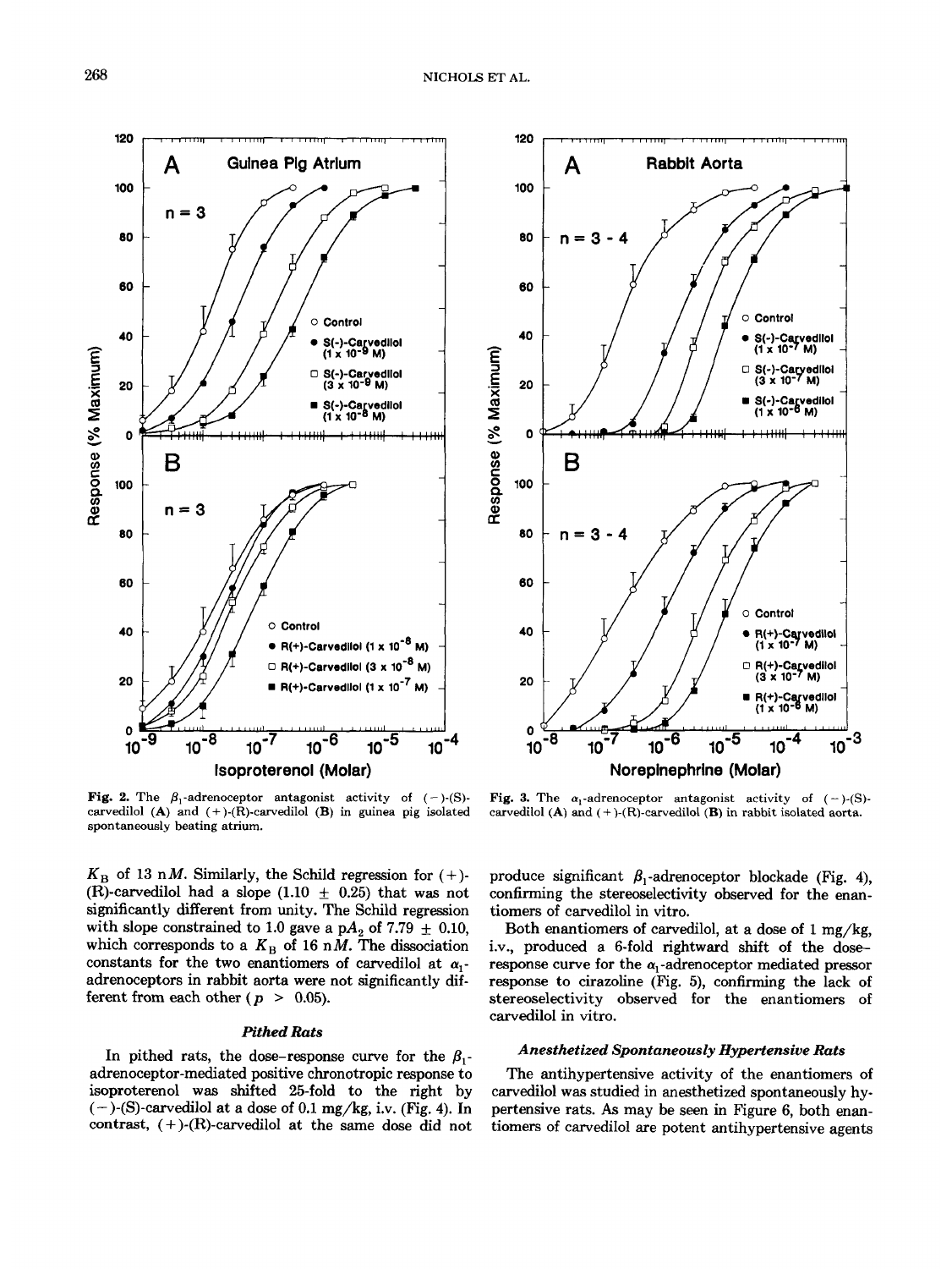Fig. 2. The $\beta_1$-adrenoceptor antagonist activity of (−)-(S)-carvedilol (A) and (+)-(R)-carvedilol (B) in guinea pig isolated spontaneously beating atrium.

Fig. 3. The $\alpha_1$-adrenoceptor antagonist activity of (−)-(S)-carvedilol (A) and (+)-(R)-carvedilol (B) in rabbit isolated aorta.

$K_B$ of 13 n$M$. Similarly, the Schild regression for (+)-(R)-carvedilol had a slope (1.10 ± 0.25) that was not significantly different from unity. The Schild regression with slope constrained to 1.0 gave a $pA_2$ of 7.79 ± 0.10, which corresponds to a $K_B$ of 16 n$M$. The dissociation constants for the two enantiomers of carvedilol at $\alpha_1$-adrenoceptors in rabbit aorta were not significantly different from each other ($p > 0.05$).

### Pithed Rats

In pithed rats, the dose–response curve for the $\beta_1$-adrenoceptor-mediated positive chronotropic response to isoproterenol was shifted 25-fold to the right by (−)-(S)-carvedilol at a dose of 0.1 mg/kg, i.v. (Fig. 4). In contrast, (+)-(R)-carvedilol at the same dose did not produce significant $\beta_1$-adrenoceptor blockade (Fig. 4), confirming the stereoselectivity observed for the enantiomers of carvedilol in vitro.

Both enantiomers of carvedilol, at a dose of 1 mg/kg, i.v., produced a 6-fold rightward shift of the dose–response curve for the $\alpha_1$-adrenoceptor mediated pressor response to cirazoline (Fig. 5), confirming the lack of stereoselectivity observed for the enantiomers of carvedilol in vitro.

### Anesthetized Spontaneously Hypertensive Rats

The antihypertensive activity of the enantiomers of carvedilol was studied in anesthetized spontaneously hypertensive rats. As may be seen in Figure 6, both enantiomers of carvedilol are potent antihypertensive agents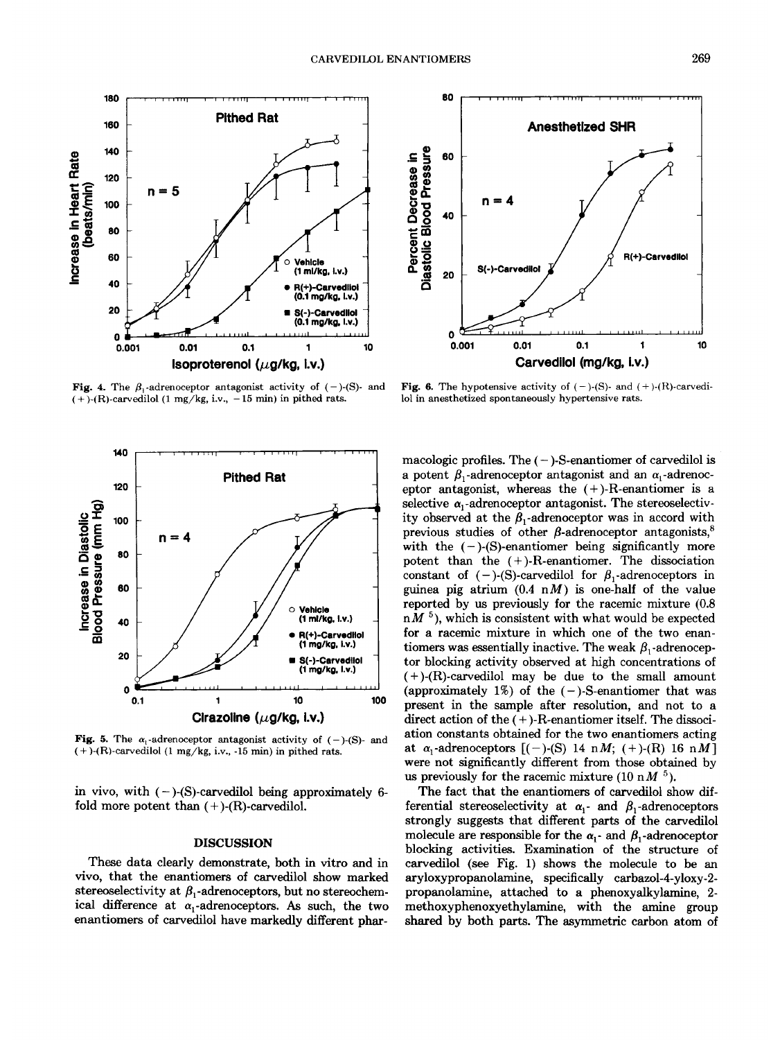Fig. 4. The $\beta_1$-adrenoceptor antagonist activity of (−)-(S)- and (+)-(R)-carvedilol (1 mg/kg, i.v., −15 min) in pithed rats.

Fig. 6. The hypotensive activity of (−)-(S)- and (+)-(R)-carvedilol in anesthetized spontaneously hypertensive rats.

Fig. 5. The $\alpha_1$-adrenoceptor antagonist activity of (−)-(S)- and (+)-(R)-carvedilol (1 mg/kg, i.v., -15 min) in pithed rats.

in vivo, with (−)-(S)-carvedilol being approximately 6-fold more potent than (+)-(R)-carvedilol.

## DISCUSSION

These data clearly demonstrate, both in vitro and in vivo, that the enantiomers of carvedilol show marked stereoselectivity at $\beta_1$-adrenoceptors, but no stereochemical difference at $\alpha_1$-adrenoceptors. As such, the two enantiomers of carvedilol have markedly different pharmacologic profiles. The (−)-S-enantiomer of carvedilol is a potent $\beta_1$-adrenoceptor antagonist and an $\alpha_1$-adrenoceptor antagonist, whereas the (+)-R-enantiomer is a selective $\alpha_1$-adrenoceptor antagonist. The stereoselectivity observed at the $\beta_1$-adrenoceptor was in accord with previous studies of other $\beta$-adrenoceptor antagonists,[8] with the (−)-(S)-enantiomer being significantly more potent than the (+)-R-enantiomer. The dissociation constant of (−)-(S)-carvedilol for $\beta_1$-adrenoceptors in guinea pig atrium (0.4 n$M$) is one-half of the value reported by us previously for the racemic mixture (0.8 n$M$ [5]), which is consistent with what would be expected for a racemic mixture in which one of the two enantiomers was essentially inactive. The weak $\beta_1$-adrenoceptor blocking activity observed at high concentrations of (+)-(R)-carvedilol may be due to the small amount (approximately 1%) of the (−)-S-enantiomer that was present in the sample after resolution, and not to a direct action of the (+)-R-enantiomer itself. The dissociation constants obtained for the two enantiomers acting at $\alpha_1$-adrenoceptors [(−)-(S) 14 n$M$; (+)-(R) 16 n$M$] were not significantly different from those obtained by us previously for the racemic mixture (10 n$M$ [5]).

The fact that the enantiomers of carvedilol show differential stereoselectivity at $\alpha_1$- and $\beta_1$-adrenoceptors strongly suggests that different parts of the carvedilol molecule are responsible for the $\alpha_1$- and $\beta_1$-adrenoceptor blocking activities. Examination of the structure of carvedilol (see Fig. 1) shows the molecule to be an aryloxypropanolamine, specifically carbazol-4-yloxy-2-propanolamine, attached to a phenoxyalkylamine, 2-methoxyphenoxyethylamine, with the amine group shared by both parts. The asymmetric carbon atom of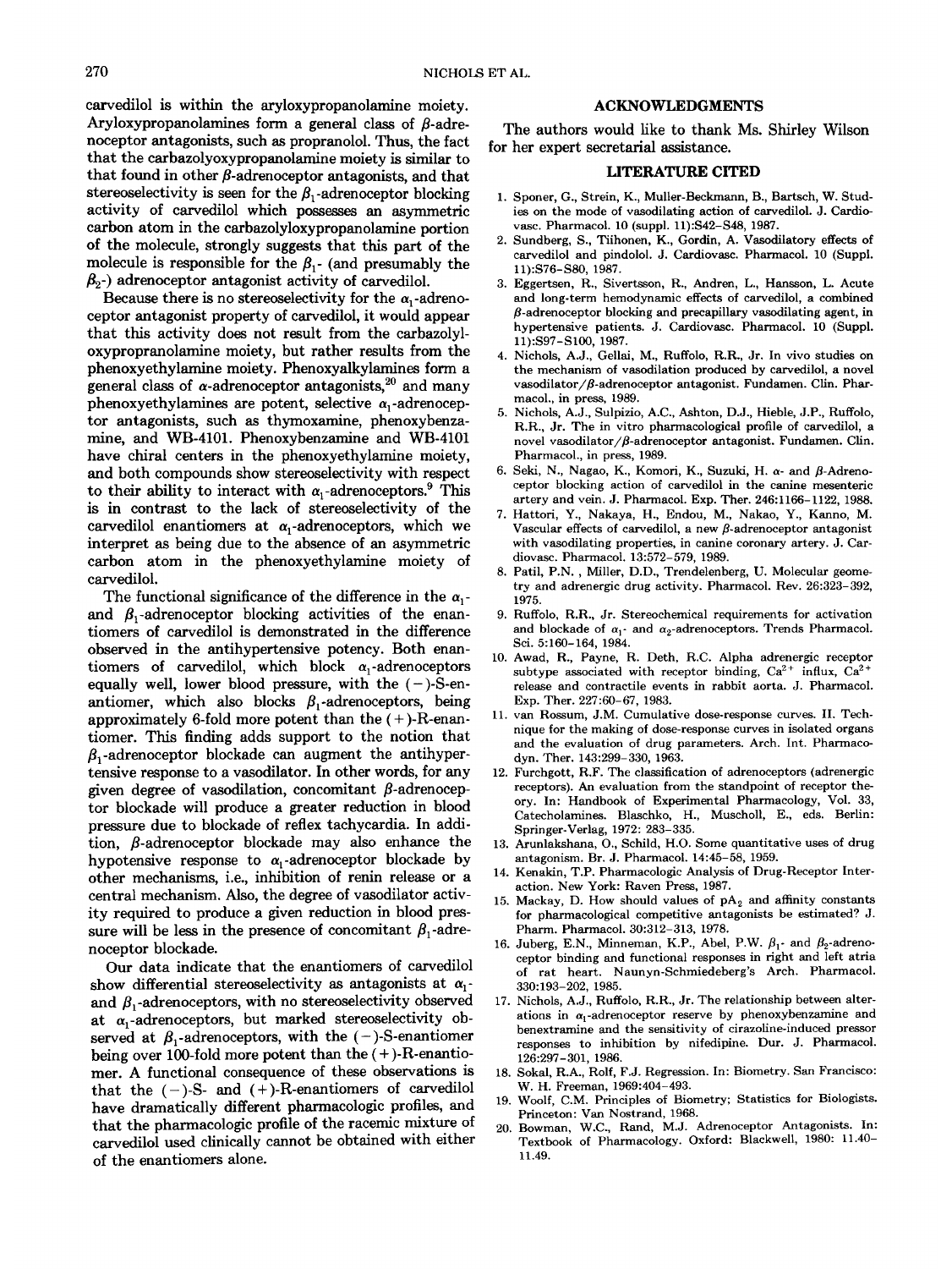carvedilol is within the aryloxypropanolamine moiety. Aryloxypropanolamines form a general class of $\beta$-adrenoceptor antagonists, such as propranolol. Thus, the fact that the carbazolyoxypropanolamine moiety is similar to that found in other $\beta$-adrenoceptor antagonists, and that stereoselectivity is seen for the $\beta_1$-adrenoceptor blocking activity of carvedilol which possesses an asymmetric carbon atom in the carbazolyloxypropanolamine portion of the molecule, strongly suggests that this part of the molecule is responsible for the $\beta_1$- (and presumably the $\beta_2$-) adrenoceptor antagonist activity of carvedilol.

Because there is no stereoselectivity for the $\alpha_1$-adrenoceptor antagonist property of carvedilol, it would appear that this activity does not result from the carbazolyloxypropranolamine moiety, but rather results from the phenoxyethylamine moiety. Phenoxyalkylamines form a general class of $\alpha$-adrenoceptor antagonists,[20] and many phenoxyethylamines are potent, selective $\alpha_1$-adrenoceptor antagonists, such as thymoxamine, phenoxybenzamine, and WB-4101. Phenoxybenzamine and WB-4101 have chiral centers in the phenoxyethylamine moiety, and both compounds show stereoselectivity with respect to their ability to interact with $\alpha_1$-adrenoceptors.[9] This is in contrast to the lack of stereoselectivity of the carvedilol enantiomers at $\alpha_1$-adrenoceptors, which we interpret as being due to the absence of an asymmetric carbon atom in the phenoxyethylamine moiety of carvedilol.

The functional significance of the difference in the $\alpha_1$- and $\beta_1$-adrenoceptor blocking activities of the enantiomers of carvedilol is demonstrated in the difference observed in the antihypertensive potency. Both enantiomers of carvedilol, which block $\alpha_1$-adrenoceptors equally well, lower blood pressure, with the (−)-S-enantiomer, which also blocks $\beta_1$-adrenoceptors, being approximately 6-fold more potent than the (+)-R-enantiomer. This finding adds support to the notion that $\beta_1$-adrenoceptor blockade can augment the antihypertensive response to a vasodilator. In other words, for any given degree of vasodilation, concomitant $\beta$-adrenoceptor blockade will produce a greater reduction in blood pressure due to blockade of reflex tachycardia. In addition, $\beta$-adrenoceptor blockade may also enhance the hypotensive response to $\alpha_1$-adrenoceptor blockade by other mechanisms, i.e., inhibition of renin release or a central mechanism. Also, the degree of vasodilator activity required to produce a given reduction in blood pressure will be less in the presence of concomitant $\beta_1$-adrenoceptor blockade.

Our data indicate that the enantiomers of carvedilol show differential stereoselectivity as antagonists at $\alpha_1$- and $\beta_1$-adrenoceptors, with no stereoselectivity observed at $\alpha_1$-adrenoceptors, but marked stereoselectivity observed at $\beta_1$-adrenoceptors, with the (−)-S-enantiomer being over 100-fold more potent than the (+)-R-enantiomer. A functional consequence of these observations is that the (−)-S- and (+)-R-enantiomers of carvedilol have dramatically different pharmacologic profiles, and that the pharmacologic profile of the racemic mixture of carvedilol used clinically cannot be obtained with either of the enantiomers alone.

## ACKNOWLEDGMENTS

The authors would like to thank Ms. Shirley Wilson for her expert secretarial assistance.

## LITERATURE CITED

1. Sponer, G., Strein, K., Muller-Beckmann, B., Bartsch, W. Studies on the mode of vasodilating action of carvedilol. J. Cardiovasc. Pharmacol. 10 (suppl. 11):S42–S48, 1987.
2. Sundberg, S., Tiihonen, K., Gordin, A. Vasodilatory effects of carvedilol and pindolol. J. Cardiovasc. Pharmacol. 10 (Suppl. 11):S76–S80, 1987.
3. Eggertsen, R., Sivertsson, R., Andren, L., Hansson, L. Acute and long-term hemodynamic effects of carvedilol, a combined $\beta$-adrenoceptor blocking and precapillary vasodilating agent, in hypertensive patients. J. Cardiovasc. Pharmacol. 10 (Suppl. 11):S97–S100, 1987.
4. Nichols, A.J., Gellai, M., Ruffolo, R.R., Jr. In vivo studies on the mechanism of vasodilation produced by carvedilol, a novel vasodilator/$\beta$-adrenoceptor antagonist. Fundamen. Clin. Pharmacol., in press, 1989.
5. Nichols, A.J., Sulpizio, A.C., Ashton, D.J., Hieble, J.P., Ruffolo, R.R., Jr. The in vitro pharmacological profile of carvedilol, a novel vasodilator/$\beta$-adrenoceptor antagonist. Fundamen. Clin. Pharmacol., in press, 1989.
6. Seki, N., Nagao, K., Komori, K., Suzuki, H. $\alpha$- and $\beta$-Adrenoceptor blocking action of carvedilol in the canine mesenteric artery and vein. J. Pharmacol. Exp. Ther. 246:1166–1122, 1988.
7. Hattori, Y., Nakaya, H., Endou, M., Nakao, Y., Kanno, M. Vascular effects of carvedilol, a new $\beta$-adrenoceptor antagonist with vasodilating properties, in canine coronary artery. J. Cardiovasc. Pharmacol. 13:572–579, 1989.
8. Patil, P.N. , Miller, D.D., Trendelenberg, U. Molecular geometry and adrenergic drug activity. Pharmacol. Rev. 26:323–392, 1975.
9. Ruffolo, R.R., Jr. Stereochemical requirements for activation and blockade of $\alpha_1$- and $\alpha_2$-adrenoceptors. Trends Pharmacol. Sci. 5:160–164, 1984.
10. Awad, R., Payne, R. Deth, R.C. Alpha adrenergic receptor subtype associated with receptor binding, $Ca^{2+}$ influx, $Ca^{2+}$ release and contractile events in rabbit aorta. J. Pharmacol. Exp. Ther. 227:60–67, 1983.
11. van Rossum, J.M. Cumulative dose-response curves. II. Technique for the making of dose-response curves in isolated organs and the evaluation of drug parameters. Arch. Int. Pharmacodyn. Ther. 143:299–330, 1963.
12. Furchgott, R.F. The classification of adrenoceptors (adrenergic receptors). An evaluation from the standpoint of receptor theory. In: Handbook of Experimental Pharmacology, Vol. 33, Catecholamines. Blaschko, H., Muscholl, E., eds. Berlin: Springer-Verlag, 1972: 283–335.
13. Arunlakshana, O., Schild, H.O. Some quantitative uses of drug antagonism. Br. J. Pharmacol. 14:45–58, 1959.
14. Kenakin, T.P. Pharmacologic Analysis of Drug-Receptor Interaction. New York: Raven Press, 1987.
15. Mackay, D. How should values of $pA_2$ and affinity constants for pharmacological competitive antagonists be estimated? J. Pharm. Pharmacol. 30:312–313, 1978.
16. Juberg, E.N., Minneman, K.P., Abel, P.W. $\beta_1$- and $\beta_2$-adrenoceptor binding and functional responses in right and left atria of rat heart. Naunyn-Schmiedeberg's Arch. Pharmacol. 330:193–202, 1985.
17. Nichols, A.J., Ruffolo, R.R., Jr. The relationship between alterations in $\alpha_1$-adrenoceptor reserve by phenoxybenzamine and benextramine and the sensitivity of cirazoline-induced pressor responses to inhibition by nifedipine. Dur. J. Pharmacol. 126:297–301, 1986.
18. Sokal, R.A., Rolf, F.J. Regression. In: Biometry. San Francisco: W. H. Freeman, 1969:404–493.
19. Woolf, C.M. Principles of Biometry; Statistics for Biologists. Princeton: Van Nostrand, 1968.
20. Bowman, W.C., Rand, M.J. Adrenoceptor Antagonists. In: Textbook of Pharmacology. Oxford: Blackwell, 1980: 11.40–11.49.